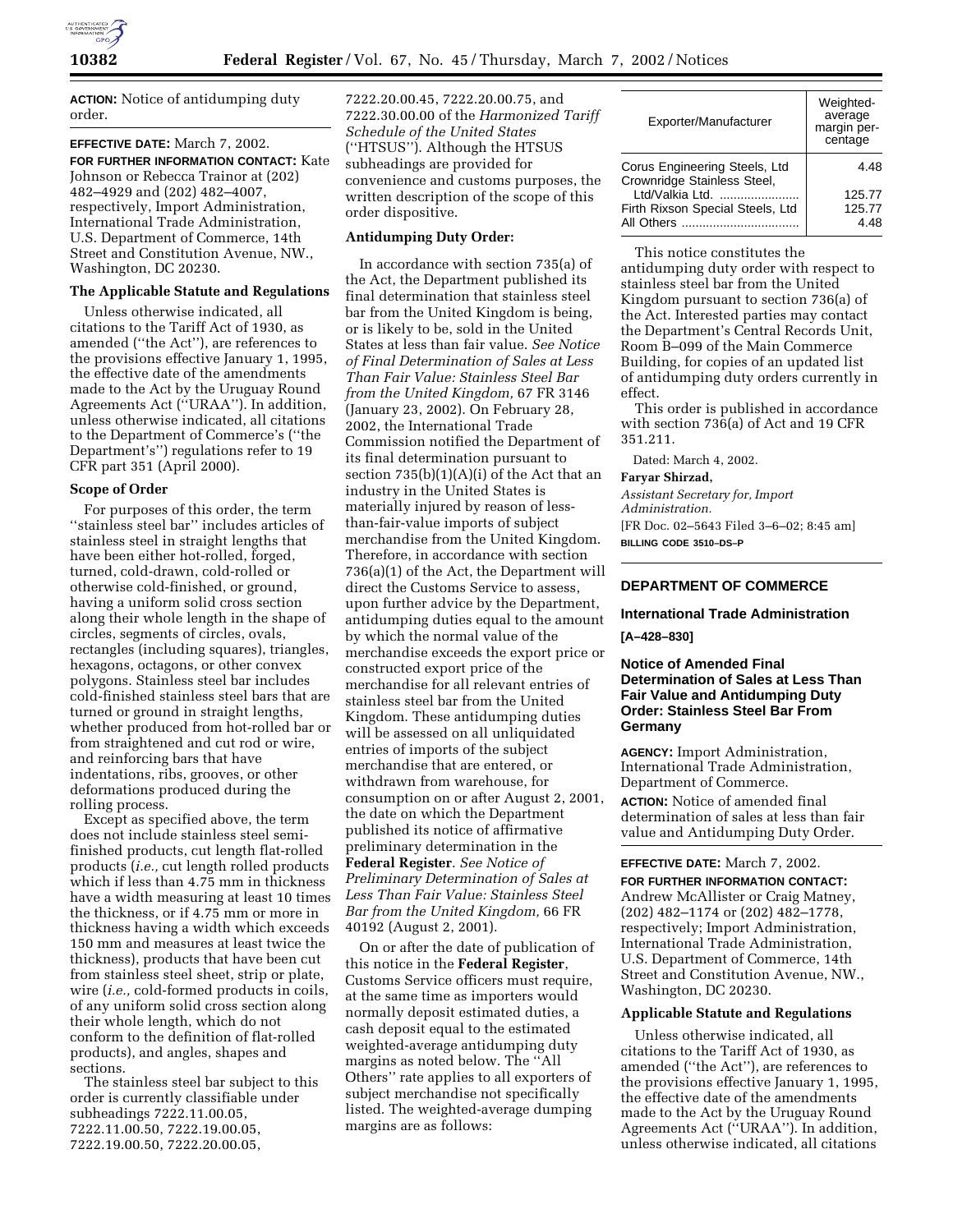**ACTION:** Notice of antidumping duty order.

**EFFECTIVE DATE:** March 7, 2002.

**FOR FURTHER INFORMATION CONTACT:** Kate Johnson or Rebecca Trainor at (202) 482–4929 and (202) 482–4007, respectively, Import Administration, International Trade Administration, U.S. Department of Commerce, 14th Street and Constitution Avenue, NW., Washington, DC 20230.

**The Applicable Statute and Regulations**

Unless otherwise indicated, all citations to the Tariff Act of 1930, as amended (''the Act''), are references to the provisions effective January 1, 1995, the effective date of the amendments made to the Act by the Uruguay Round Agreements Act (''URAA''). In addition, unless otherwise indicated, all citations to the Department of Commerce's (''the Department's'') regulations refer to 19 CFR part 351 (April 2000).

**Scope of Order**

For purposes of this order, the term ''stainless steel bar'' includes articles of stainless steel in straight lengths that have been either hot-rolled, forged, turned, cold-drawn, cold-rolled or otherwise cold-finished, or ground, having a uniform solid cross section along their whole length in the shape of circles, segments of circles, ovals, rectangles (including squares), triangles, hexagons, octagons, or other convex polygons. Stainless steel bar includes cold-finished stainless steel bars that are turned or ground in straight lengths, whether produced from hot-rolled bar or from straightened and cut rod or wire, and reinforcing bars that have indentations, ribs, grooves, or other deformations produced during the rolling process.

Except as specified above, the term does not include stainless steel semi-finished products, cut length flat-rolled products (*i.e.,* cut length rolled products which if less than 4.75 mm in thickness have a width measuring at least 10 times the thickness, or if 4.75 mm or more in thickness having a width which exceeds 150 mm and measures at least twice the thickness), products that have been cut from stainless steel sheet, strip or plate, wire (*i.e.,* cold-formed products in coils, of any uniform solid cross section along their whole length, which do not conform to the definition of flat-rolled products), and angles, shapes and sections.

The stainless steel bar subject to this order is currently classifiable under subheadings 7222.11.00.05, 7222.11.00.50, 7222.19.00.05, 7222.19.00.50, 7222.20.00.05, 7222.20.00.45, 7222.20.00.75, and 7222.30.00.00 of the *Harmonized Tariff Schedule of the United States* (''HTSUS''). Although the HTSUS subheadings are provided for convenience and customs purposes, the written description of the scope of this order dispositive.

**Antidumping Duty Order:**

In accordance with section 735(a) of the Act, the Department published its final determination that stainless steel bar from the United Kingdom is being, or is likely to be, sold in the United States at less than fair value. *See Notice of Final Determination of Sales at Less Than Fair Value: Stainless Steel Bar from the United Kingdom,* 67 FR 3146 (January 23, 2002). On February 28, 2002, the International Trade Commission notified the Department of its final determination pursuant to section 735(b)(1)(A)(i) of the Act that an industry in the United States is materially injured by reason of less-than-fair-value imports of subject merchandise from the United Kingdom. Therefore, in accordance with section 736(a)(1) of the Act, the Department will direct the Customs Service to assess, upon further advice by the Department, antidumping duties equal to the amount by which the normal value of the merchandise exceeds the export price or constructed export price of the merchandise for all relevant entries of stainless steel bar from the United Kingdom. These antidumping duties will be assessed on all unliquidated entries of imports of the subject merchandise that are entered, or withdrawn from warehouse, for consumption on or after August 2, 2001, the date on which the Department published its notice of affirmative preliminary determination in the **Federal Register**. *See Notice of Preliminary Determination of Sales at Less Than Fair Value: Stainless Steel Bar from the United Kingdom,* 66 FR 40192 (August 2, 2001).

On or after the date of publication of this notice in the **Federal Register**, Customs Service officers must require, at the same time as importers would normally deposit estimated duties, a cash deposit equal to the estimated weighted-average antidumping duty margins as noted below. The ''All Others'' rate applies to all exporters of subject merchandise not specifically listed. The weighted-average dumping margins are as follows:

| Exporter/Manufacturer | Weighted-average margin percentage |
|---|---|
| Corus Engineering Steels, Ltd | 4.48 |
| Crownridge Stainless Steel, Ltd/Valkia Ltd. | 125.77 |
| Firth Rixson Special Steels, Ltd | 125.77 |
| All Others | 4.48 |

This notice constitutes the antidumping duty order with respect to stainless steel bar from the United Kingdom pursuant to section 736(a) of the Act. Interested parties may contact the Department's Central Records Unit, Room B–099 of the Main Commerce Building, for copies of an updated list of antidumping duty orders currently in effect.

This order is published in accordance with section 736(a) of Act and 19 CFR 351.211.

Dated: March 4, 2002.

**Faryar Shirzad,**

*Assistant Secretary for, Import Administration.*

[FR Doc. 02–5643 Filed 3–6–02; 8:45 am]

**BILLING CODE 3510–DS–P**

---

**DEPARTMENT OF COMMERCE**

**International Trade Administration**

**[A–428–830]**

## Notice of Amended Final Determination of Sales at Less Than Fair Value and Antidumping Duty Order: Stainless Steel Bar From Germany

**AGENCY:** Import Administration, International Trade Administration, Department of Commerce.

**ACTION:** Notice of amended final determination of sales at less than fair value and Antidumping Duty Order.

**EFFECTIVE DATE:** March 7, 2002.

**FOR FURTHER INFORMATION CONTACT:** Andrew McAllister or Craig Matney, (202) 482–1174 or (202) 482–1778, respectively; Import Administration, International Trade Administration, U.S. Department of Commerce, 14th Street and Constitution Avenue, NW., Washington, DC 20230.

**Applicable Statute and Regulations**

Unless otherwise indicated, all citations to the Tariff Act of 1930, as amended (''the Act''), are references to the provisions effective January 1, 1995, the effective date of the amendments made to the Act by the Uruguay Round Agreements Act (''URAA''). In addition, unless otherwise indicated, all citations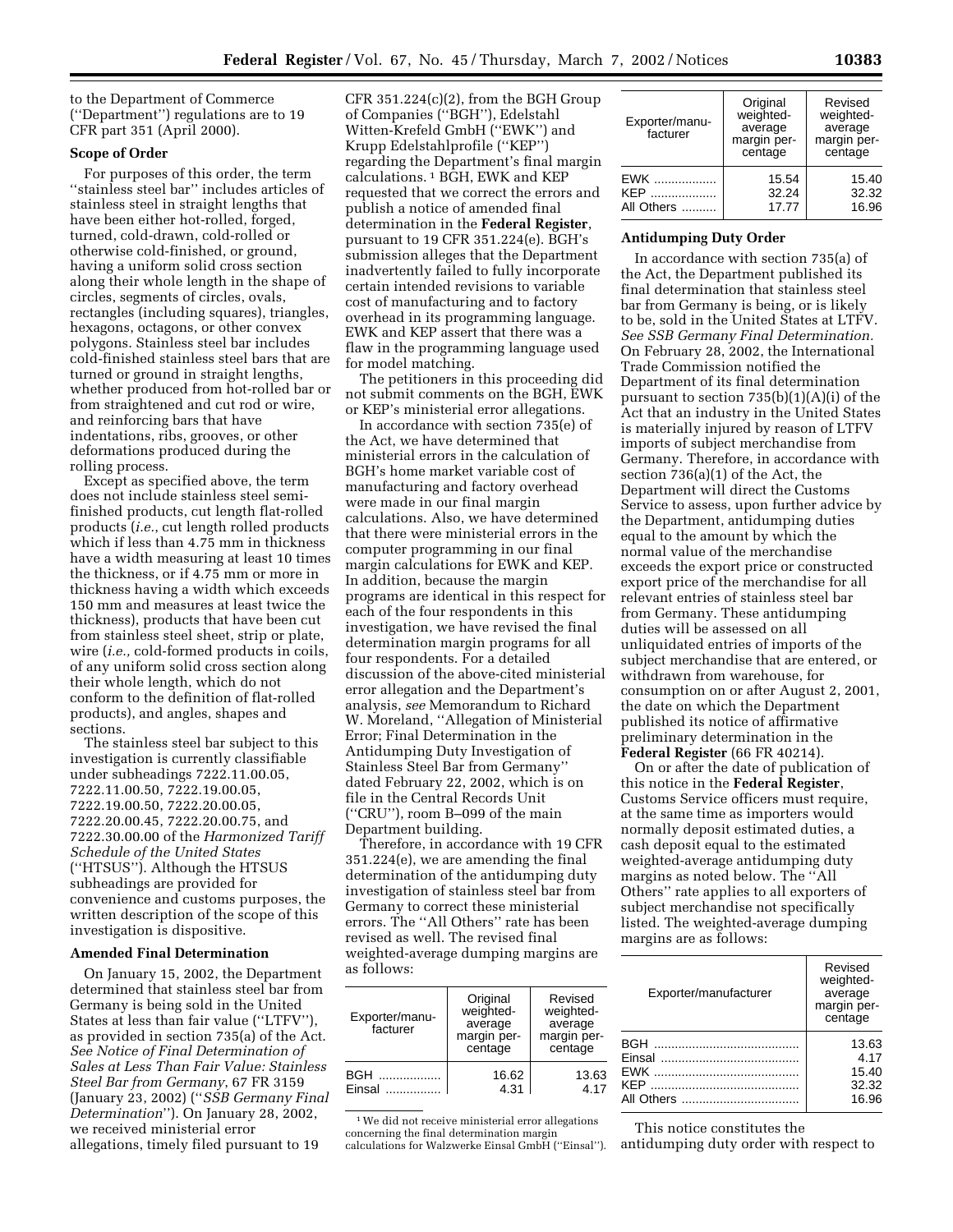to the Department of Commerce (''Department'') regulations are to 19 CFR part 351 (April 2000).

**Scope of Order**

For purposes of this order, the term ''stainless steel bar'' includes articles of stainless steel in straight lengths that have been either hot-rolled, forged, turned, cold-drawn, cold-rolled or otherwise cold-finished, or ground, having a uniform solid cross section along their whole length in the shape of circles, segments of circles, ovals, rectangles (including squares), triangles, hexagons, octagons, or other convex polygons. Stainless steel bar includes cold-finished stainless steel bars that are turned or ground in straight lengths, whether produced from hot-rolled bar or from straightened and cut rod or wire, and reinforcing bars that have indentations, ribs, grooves, or other deformations produced during the rolling process.

Except as specified above, the term does not include stainless steel semi-finished products, cut length flat-rolled products (*i.e.*, cut length rolled products which if less than 4.75 mm in thickness have a width measuring at least 10 times the thickness, or if 4.75 mm or more in thickness having a width which exceeds 150 mm and measures at least twice the thickness), products that have been cut from stainless steel sheet, strip or plate, wire (*i.e.,* cold-formed products in coils, of any uniform solid cross section along their whole length, which do not conform to the definition of flat-rolled products), and angles, shapes and sections.

The stainless steel bar subject to this investigation is currently classifiable under subheadings 7222.11.00.05, 7222.11.00.50, 7222.19.00.05, 7222.19.00.50, 7222.20.00.05, 7222.20.00.45, 7222.20.00.75, and 7222.30.00.00 of the *Harmonized Tariff Schedule of the United States* (''HTSUS''). Although the HTSUS subheadings are provided for convenience and customs purposes, the written description of the scope of this investigation is dispositive.

**Amended Final Determination**

On January 15, 2002, the Department determined that stainless steel bar from Germany is being sold in the United States at less than fair value (''LTFV''), as provided in section 735(a) of the Act. *See Notice of Final Determination of Sales at Less Than Fair Value: Stainless Steel Bar from Germany*, 67 FR 3159 (January 23, 2002) (''*SSB Germany Final Determination*''). On January 28, 2002, we received ministerial error allegations, timely filed pursuant to 19 CFR 351.224(c)(2), from the BGH Group of Companies (''BGH''), Edelstahl Witten-Krefeld GmbH (''EWK'') and Krupp Edelstahlprofile (''KEP'') regarding the Department's final margin calculations.[1] BGH, EWK and KEP requested that we correct the errors and publish a notice of amended final determination in the **Federal Register**, pursuant to 19 CFR 351.224(e). BGH's submission alleges that the Department inadvertently failed to fully incorporate certain intended revisions to variable cost of manufacturing and to factory overhead in its programming language. EWK and KEP assert that there was a flaw in the programming language used for model matching.

The petitioners in this proceeding did not submit comments on the BGH, EWK or KEP's ministerial error allegations.

In accordance with section 735(e) of the Act, we have determined that ministerial errors in the calculation of BGH's home market variable cost of manufacturing and factory overhead were made in our final margin calculations. Also, we have determined that there were ministerial errors in the computer programming in our final margin calculations for EWK and KEP. In addition, because the margin programs are identical in this respect for each of the four respondents in this investigation, we have revised the final determination margin programs for all four respondents. For a detailed discussion of the above-cited ministerial error allegation and the Department's analysis, *see* Memorandum to Richard W. Moreland, ''Allegation of Ministerial Error; Final Determination in the Antidumping Duty Investigation of Stainless Steel Bar from Germany'' dated February 22, 2002, which is on file in the Central Records Unit (''CRU''), room B–099 of the main Department building.

Therefore, in accordance with 19 CFR 351.224(e), we are amending the final determination of the antidumping duty investigation of stainless steel bar from Germany to correct these ministerial errors. The ''All Others'' rate has been revised as well. The revised final weighted-average dumping margins are as follows:

| Exporter/manufacturer | Original weighted-average margin percentage | Revised weighted-average margin percentage |
|---|---|---|
| BGH | 16.62 | 13.63 |
| Einsal | 4.31 | 4.17 |
| EWK | 15.54 | 15.40 |
| KEP | 32.24 | 32.32 |
| All Others | 17.77 | 16.96 |

[1] We did not receive ministerial error allegations concerning the final determination margin calculations for Walzwerke Einsal GmbH (''Einsal'').

**Antidumping Duty Order**

In accordance with section 735(a) of the Act, the Department published its final determination that stainless steel bar from Germany is being, or is likely to be, sold in the United States at LTFV. *See SSB Germany Final Determination.* On February 28, 2002, the International Trade Commission notified the Department of its final determination pursuant to section 735(b)(1)(A)(i) of the Act that an industry in the United States is materially injured by reason of LTFV imports of subject merchandise from Germany. Therefore, in accordance with section 736(a)(1) of the Act, the Department will direct the Customs Service to assess, upon further advice by the Department, antidumping duties equal to the amount by which the normal value of the merchandise exceeds the export price or constructed export price of the merchandise for all relevant entries of stainless steel bar from Germany. These antidumping duties will be assessed on all unliquidated entries of imports of the subject merchandise that are entered, or withdrawn from warehouse, for consumption on or after August 2, 2001, the date on which the Department published its notice of affirmative preliminary determination in the **Federal Register** (66 FR 40214).

On or after the date of publication of this notice in the **Federal Register**, Customs Service officers must require, at the same time as importers would normally deposit estimated duties, a cash deposit equal to the estimated weighted-average antidumping duty margins as noted below. The ''All Others'' rate applies to all exporters of subject merchandise not specifically listed. The weighted-average dumping margins are as follows:

| Exporter/manufacturer | Revised weighted-average margin percentage |
|---|---|
| BGH | 13.63 |
| Einsal | 4.17 |
| EWK | 15.40 |
| KEP | 32.32 |
| All Others | 16.96 |

This notice constitutes the antidumping duty order with respect to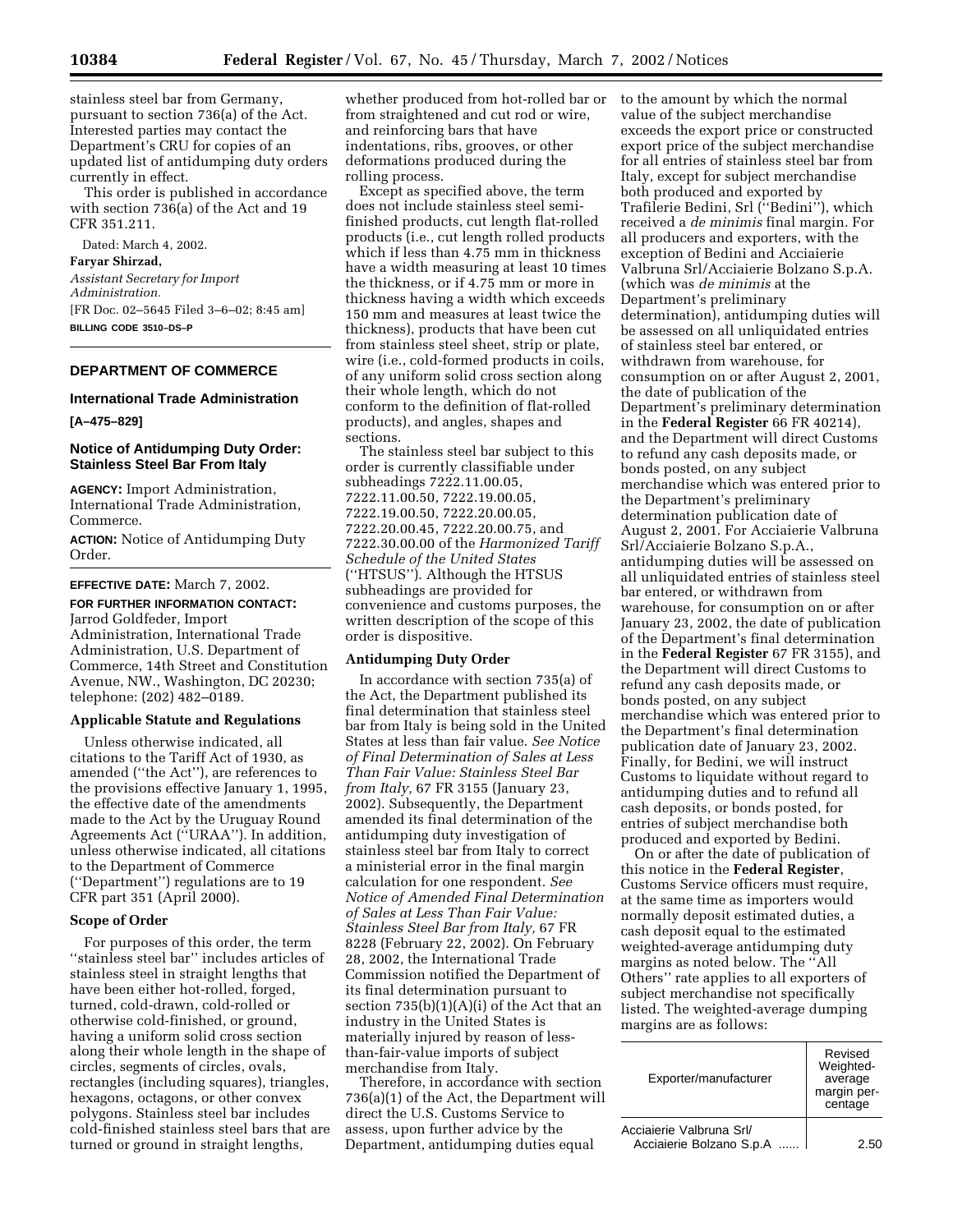stainless steel bar from Germany, pursuant to section 736(a) of the Act. Interested parties may contact the Department's CRU for copies of an updated list of antidumping duty orders currently in effect.

This order is published in accordance with section 736(a) of the Act and 19 CFR 351.211.

Dated: March 4, 2002.

**Faryar Shirzad,**

*Assistant Secretary for Import Administration.*

[FR Doc. 02–5645 Filed 3–6–02; 8:45 am]

**BILLING CODE 3510–DS–P**

## DEPARTMENT OF COMMERCE

### International Trade Administration

**[A–475–829]**

### Notice of Antidumping Duty Order: Stainless Steel Bar From Italy

**AGENCY:** Import Administration, International Trade Administration, Commerce.

**ACTION:** Notice of Antidumping Duty Order.

**EFFECTIVE DATE:** March 7, 2002.

**FOR FURTHER INFORMATION CONTACT:** Jarrod Goldfeder, Import Administration, International Trade Administration, U.S. Department of Commerce, 14th Street and Constitution Avenue, NW., Washington, DC 20230; telephone: (202) 482–0189.

#### Applicable Statute and Regulations

Unless otherwise indicated, all citations to the Tariff Act of 1930, as amended ("the Act"), are references to the provisions effective January 1, 1995, the effective date of the amendments made to the Act by the Uruguay Round Agreements Act ("URAA"). In addition, unless otherwise indicated, all citations to the Department of Commerce ("Department") regulations are to 19 CFR part 351 (April 2000).

#### Scope of Order

For purposes of this order, the term "stainless steel bar" includes articles of stainless steel in straight lengths that have been either hot-rolled, forged, turned, cold-drawn, cold-rolled or otherwise cold-finished, or ground, having a uniform solid cross section along their whole length in the shape of circles, segments of circles, ovals, rectangles (including squares), triangles, hexagons, octagons, or other convex polygons. Stainless steel bar includes cold-finished stainless steel bars that are turned or ground in straight lengths, whether produced from hot-rolled bar or from straightened and cut rod or wire, and reinforcing bars that have indentations, ribs, grooves, or other deformations produced during the rolling process.

Except as specified above, the term does not include stainless steel semi-finished products, cut length flat-rolled products (i.e., cut length rolled products which if less than 4.75 mm in thickness have a width measuring at least 10 times the thickness, or if 4.75 mm or more in thickness having a width which exceeds 150 mm and measures at least twice the thickness), products that have been cut from stainless steel sheet, strip or plate, wire (i.e., cold-formed products in coils, of any uniform solid cross section along their whole length, which do not conform to the definition of flat-rolled products), and angles, shapes and sections.

The stainless steel bar subject to this order is currently classifiable under subheadings 7222.11.00.05, 7222.11.00.50, 7222.19.00.05, 7222.19.00.50, 7222.20.00.05, 7222.20.00.45, 7222.20.00.75, and 7222.30.00.00 of the *Harmonized Tariff Schedule of the United States* ("HTSUS"). Although the HTSUS subheadings are provided for convenience and customs purposes, the written description of the scope of this order is dispositive.

#### Antidumping Duty Order

In accordance with section 735(a) of the Act, the Department published its final determination that stainless steel bar from Italy is being sold in the United States at less than fair value. *See Notice of Final Determination of Sales at Less Than Fair Value: Stainless Steel Bar from Italy,* 67 FR 3155 (January 23, 2002). Subsequently, the Department amended its final determination of the antidumping duty investigation of stainless steel bar from Italy to correct a ministerial error in the final margin calculation for one respondent. *See Notice of Amended Final Determination of Sales at Less Than Fair Value: Stainless Steel Bar from Italy,* 67 FR 8228 (February 22, 2002). On February 28, 2002, the International Trade Commission notified the Department of its final determination pursuant to section 735(b)(1)(A)(i) of the Act that an industry in the United States is materially injured by reason of less-than-fair-value imports of subject merchandise from Italy.

Therefore, in accordance with section 736(a)(1) of the Act, the Department will direct the U.S. Customs Service to assess, upon further advice by the Department, antidumping duties equal to the amount by which the normal value of the subject merchandise exceeds the export price or constructed export price of the subject merchandise for all entries of stainless steel bar from Italy, except for subject merchandise both produced and exported by Trafilerie Bedini, Srl ("Bedini"), which received a *de minimis* final margin. For all producers and exporters, with the exception of Bedini and Acciaierie Valbruna Srl/Acciaierie Bolzano S.p.A. (which was *de minimis* at the Department's preliminary determination), antidumping duties will be assessed on all unliquidated entries of stainless steel bar entered, or withdrawn from warehouse, for consumption on or after August 2, 2001, the date of publication of the Department's preliminary determination in the **Federal Register** 66 FR 40214), and the Department will direct Customs to refund any cash deposits made, or bonds posted, on any subject merchandise which was entered prior to the Department's preliminary determination publication date of August 2, 2001. For Acciaierie Valbruna Srl/Acciaierie Bolzano S.p.A., antidumping duties will be assessed on all unliquidated entries of stainless steel bar entered, or withdrawn from warehouse, for consumption on or after January 23, 2002, the date of publication of the Department's final determination in the **Federal Register** 67 FR 3155), and the Department will direct Customs to refund any cash deposits made, or bonds posted, on any subject merchandise which was entered prior to the Department's final determination publication date of January 23, 2002. Finally, for Bedini, we will instruct Customs to liquidate without regard to antidumping duties and to refund all cash deposits, or bonds posted, for entries of subject merchandise both produced and exported by Bedini.

On or after the date of publication of this notice in the **Federal Register**, Customs Service officers must require, at the same time as importers would normally deposit estimated duties, a cash deposit equal to the estimated weighted-average antidumping duty margins as noted below. The "All Others" rate applies to all exporters of subject merchandise not specifically listed. The weighted-average dumping margins are as follows:

| Exporter/manufacturer | Revised Weighted-average margin percentage |
|---|---|
| Acciaierie Valbruna Srl/ Acciaierie Bolzano S.p.A ...... | 2.50 |